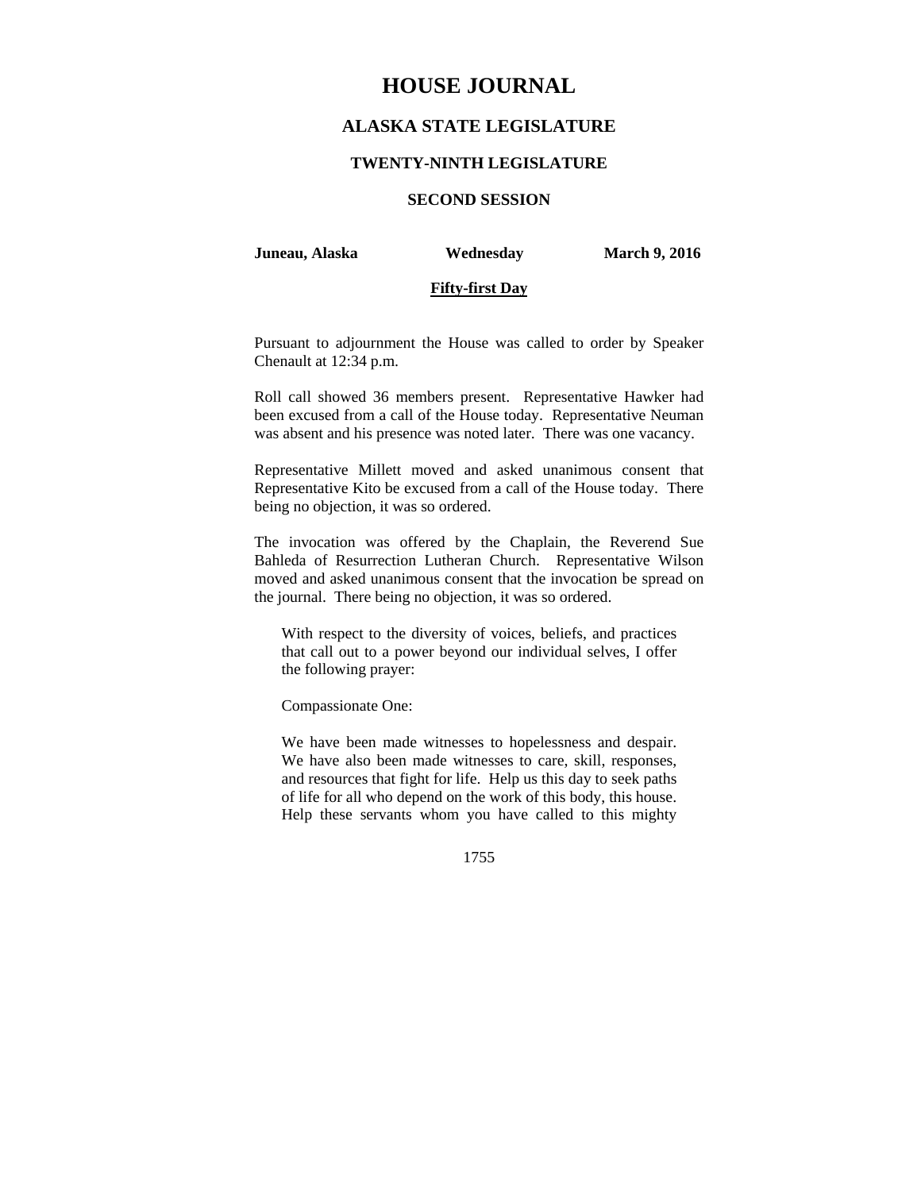# HOUSE JOURNAL

## ALASKA STATE LEGISLATURE

### TWENTY-NINTH LEGISLATURE

### SECOND SESSION

**Juneau, Alaska** **Wednesday** **March 9, 2016**

**Fifty-first Day**

Pursuant to adjournment the House was called to order by Speaker Chenault at 12:34 p.m.

Roll call showed 36 members present. Representative Hawker had been excused from a call of the House today. Representative Neuman was absent and his presence was noted later. There was one vacancy.

Representative Millett moved and asked unanimous consent that Representative Kito be excused from a call of the House today. There being no objection, it was so ordered.

The invocation was offered by the Chaplain, the Reverend Sue Bahleda of Resurrection Lutheran Church. Representative Wilson moved and asked unanimous consent that the invocation be spread on the journal. There being no objection, it was so ordered.

> With respect to the diversity of voices, beliefs, and practices that call out to a power beyond our individual selves, I offer the following prayer:
>
> Compassionate One:
>
> We have been made witnesses to hopelessness and despair. We have also been made witnesses to care, skill, responses, and resources that fight for life. Help us this day to seek paths of life for all who depend on the work of this body, this house. Help these servants whom you have called to this mighty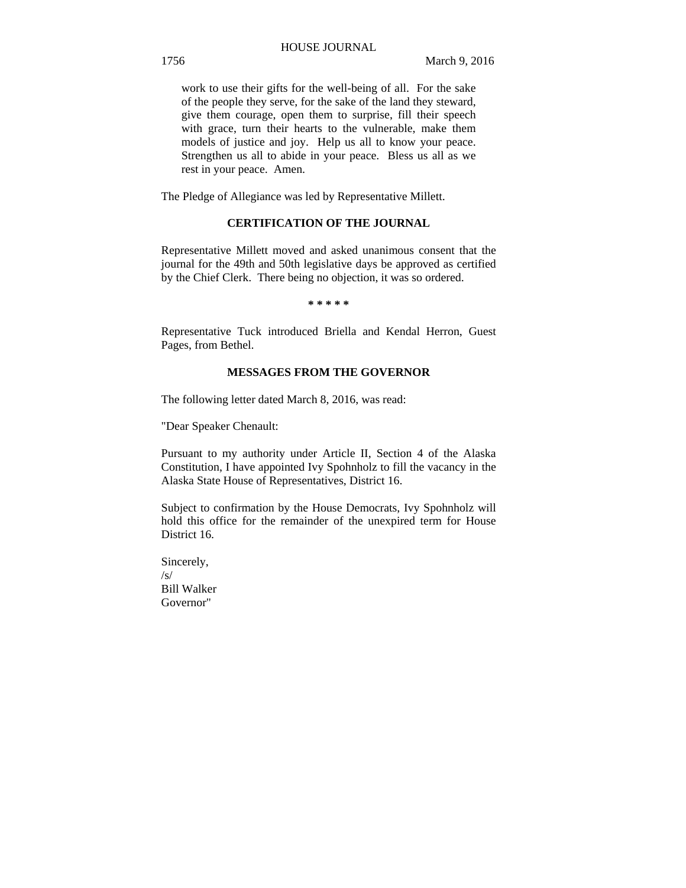work to use their gifts for the well-being of all. For the sake of the people they serve, for the sake of the land they steward, give them courage, open them to surprise, fill their speech with grace, turn their hearts to the vulnerable, make them models of justice and joy. Help us all to know your peace. Strengthen us all to abide in your peace. Bless us all as we rest in your peace. Amen.

The Pledge of Allegiance was led by Representative Millett.

**CERTIFICATION OF THE JOURNAL**

Representative Millett moved and asked unanimous consent that the journal for the 49th and 50th legislative days be approved as certified by the Chief Clerk. There being no objection, it was so ordered.

**\* \* \* \* \***

Representative Tuck introduced Briella and Kendal Herron, Guest Pages, from Bethel.

**MESSAGES FROM THE GOVERNOR**

The following letter dated March 8, 2016, was read:

"Dear Speaker Chenault:

Pursuant to my authority under Article II, Section 4 of the Alaska Constitution, I have appointed Ivy Spohnholz to fill the vacancy in the Alaska State House of Representatives, District 16.

Subject to confirmation by the House Democrats, Ivy Spohnholz will hold this office for the remainder of the unexpired term for House District 16.

Sincerely,
/s/
Bill Walker
Governor"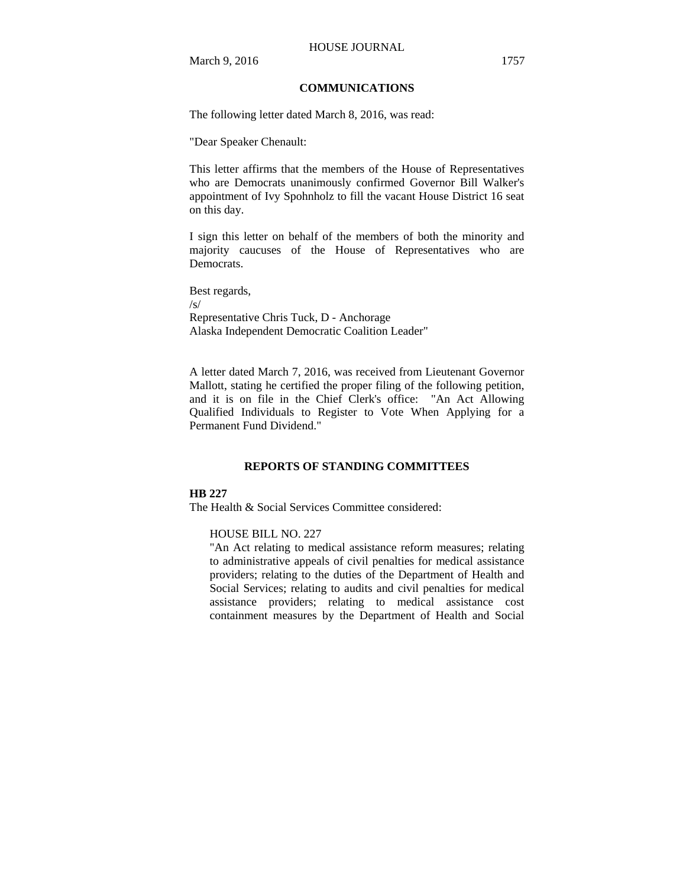## COMMUNICATIONS

The following letter dated March 8, 2016, was read:

"Dear Speaker Chenault:

This letter affirms that the members of the House of Representatives who are Democrats unanimously confirmed Governor Bill Walker's appointment of Ivy Spohnholz to fill the vacant House District 16 seat on this day.

I sign this letter on behalf of the members of both the minority and majority caucuses of the House of Representatives who are Democrats.

Best regards,
/s/
Representative Chris Tuck, D - Anchorage
Alaska Independent Democratic Coalition Leader"

A letter dated March 7, 2016, was received from Lieutenant Governor Mallott, stating he certified the proper filing of the following petition, and it is on file in the Chief Clerk's office: "An Act Allowing Qualified Individuals to Register to Vote When Applying for a Permanent Fund Dividend."

## REPORTS OF STANDING COMMITTEES

**HB 227**
The Health & Social Services Committee considered:

> HOUSE BILL NO. 227
> "An Act relating to medical assistance reform measures; relating to administrative appeals of civil penalties for medical assistance providers; relating to the duties of the Department of Health and Social Services; relating to audits and civil penalties for medical assistance providers; relating to medical assistance cost containment measures by the Department of Health and Social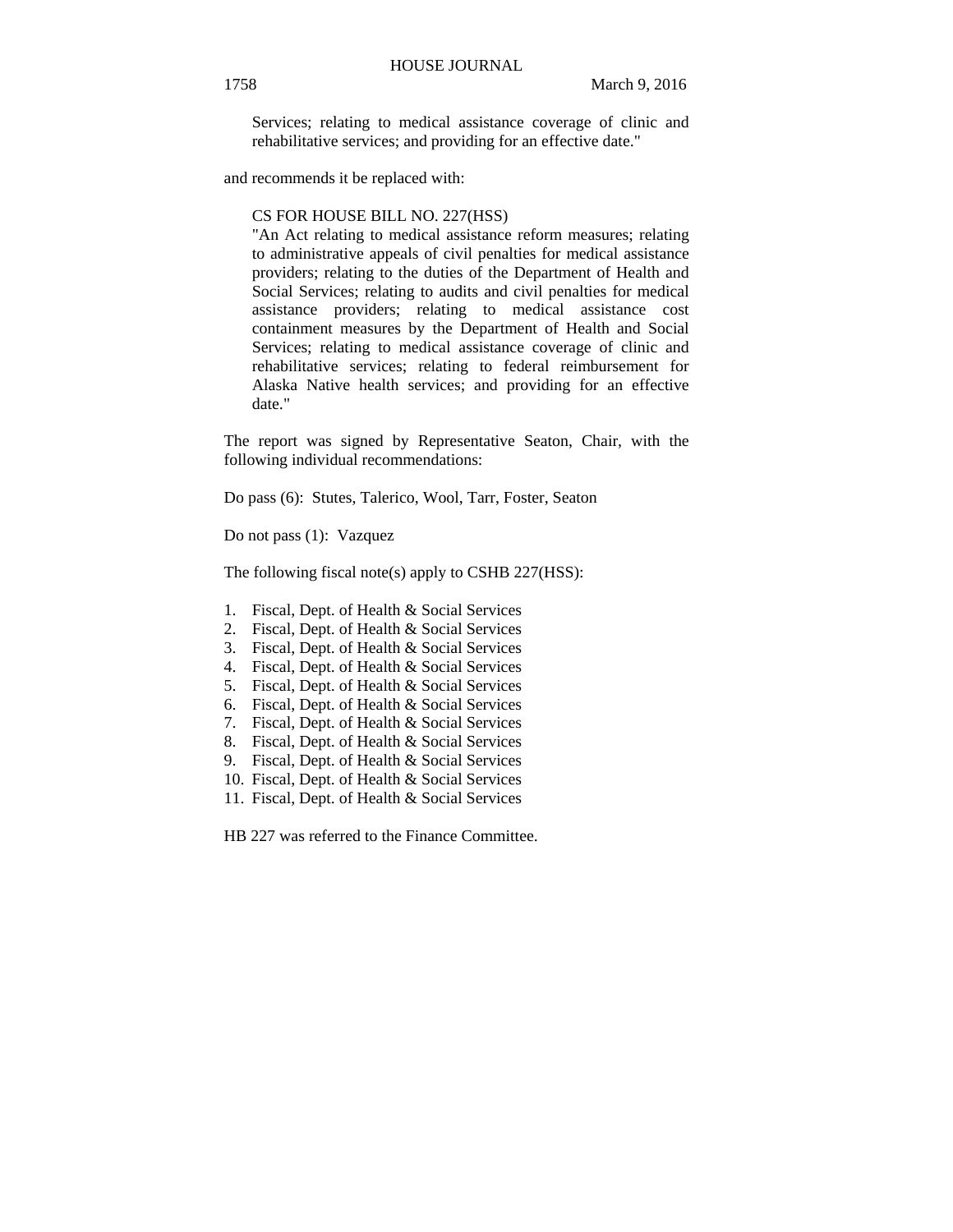Services; relating to medical assistance coverage of clinic and rehabilitative services; and providing for an effective date."

and recommends it be replaced with:

CS FOR HOUSE BILL NO. 227(HSS)
"An Act relating to medical assistance reform measures; relating to administrative appeals of civil penalties for medical assistance providers; relating to the duties of the Department of Health and Social Services; relating to audits and civil penalties for medical assistance providers; relating to medical assistance cost containment measures by the Department of Health and Social Services; relating to medical assistance coverage of clinic and rehabilitative services; relating to federal reimbursement for Alaska Native health services; and providing for an effective date."

The report was signed by Representative Seaton, Chair, with the following individual recommendations:

Do pass (6): Stutes, Talerico, Wool, Tarr, Foster, Seaton

Do not pass (1): Vazquez

The following fiscal note(s) apply to CSHB 227(HSS):

1. Fiscal, Dept. of Health & Social Services
2. Fiscal, Dept. of Health & Social Services
3. Fiscal, Dept. of Health & Social Services
4. Fiscal, Dept. of Health & Social Services
5. Fiscal, Dept. of Health & Social Services
6. Fiscal, Dept. of Health & Social Services
7. Fiscal, Dept. of Health & Social Services
8. Fiscal, Dept. of Health & Social Services
9. Fiscal, Dept. of Health & Social Services
10. Fiscal, Dept. of Health & Social Services
11. Fiscal, Dept. of Health & Social Services

HB 227 was referred to the Finance Committee.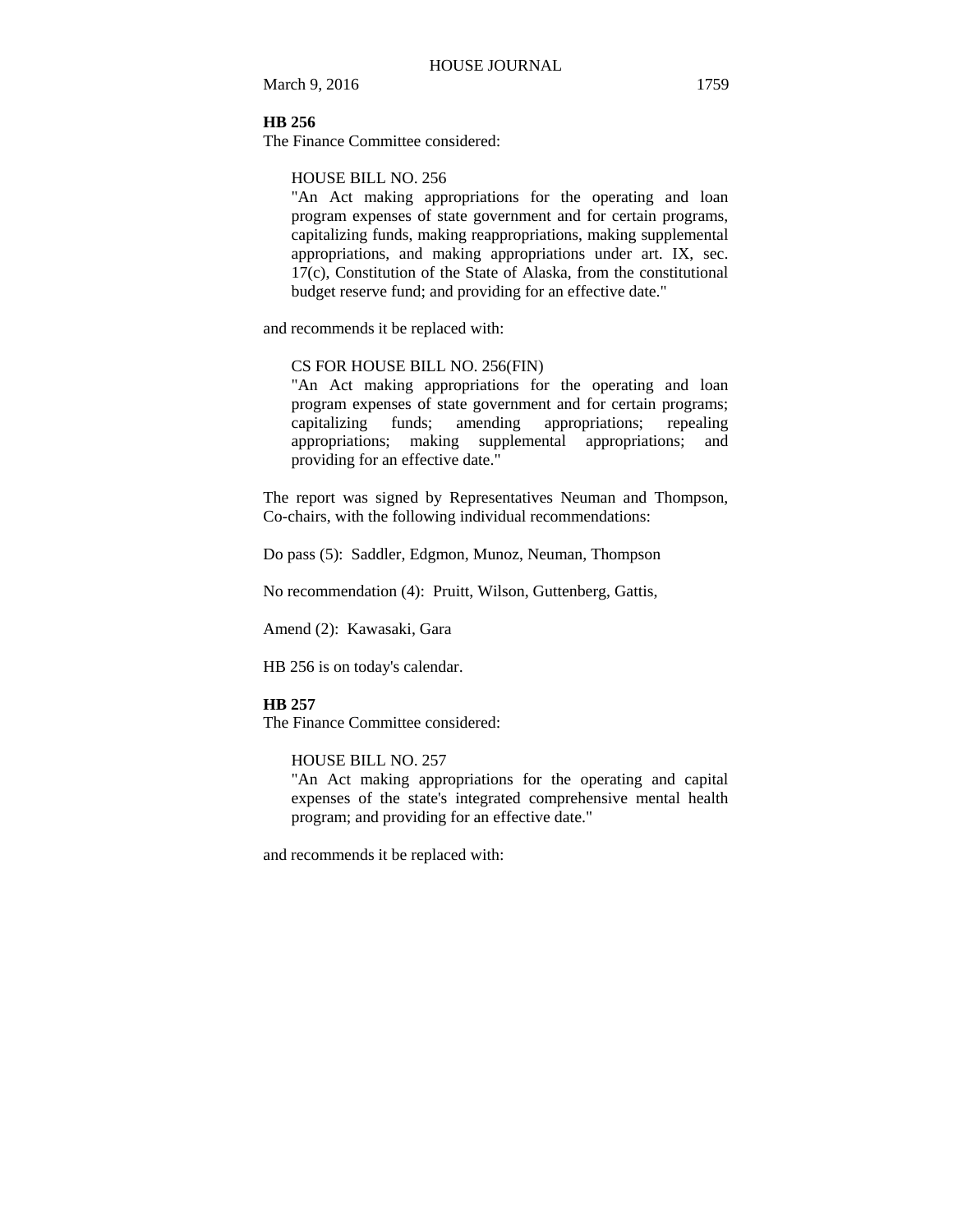**HB 256**

The Finance Committee considered:

> HOUSE BILL NO. 256
> "An Act making appropriations for the operating and loan program expenses of state government and for certain programs, capitalizing funds, making reappropriations, making supplemental appropriations, and making appropriations under art. IX, sec. 17(c), Constitution of the State of Alaska, from the constitutional budget reserve fund; and providing for an effective date."

and recommends it be replaced with:

> CS FOR HOUSE BILL NO. 256(FIN)
> "An Act making appropriations for the operating and loan program expenses of state government and for certain programs; capitalizing funds; amending appropriations; repealing appropriations; making supplemental appropriations; and providing for an effective date."

The report was signed by Representatives Neuman and Thompson, Co-chairs, with the following individual recommendations:

Do pass (5): Saddler, Edgmon, Munoz, Neuman, Thompson

No recommendation (4): Pruitt, Wilson, Guttenberg, Gattis,

Amend (2): Kawasaki, Gara

HB 256 is on today's calendar.

**HB 257**

The Finance Committee considered:

> HOUSE BILL NO. 257
> "An Act making appropriations for the operating and capital expenses of the state's integrated comprehensive mental health program; and providing for an effective date."

and recommends it be replaced with: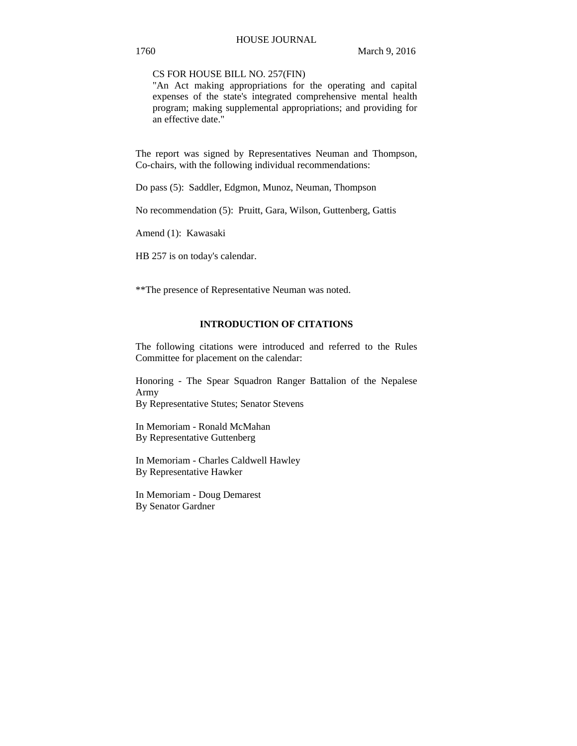CS FOR HOUSE BILL NO. 257(FIN)
"An Act making appropriations for the operating and capital expenses of the state's integrated comprehensive mental health program; making supplemental appropriations; and providing for an effective date."

The report was signed by Representatives Neuman and Thompson, Co-chairs, with the following individual recommendations:

Do pass (5): Saddler, Edgmon, Munoz, Neuman, Thompson

No recommendation (5): Pruitt, Gara, Wilson, Guttenberg, Gattis

Amend (1): Kawasaki

HB 257 is on today's calendar.

**The presence of Representative Neuman was noted.

## INTRODUCTION OF CITATIONS

The following citations were introduced and referred to the Rules Committee for placement on the calendar:

Honoring - The Spear Squadron Ranger Battalion of the Nepalese Army
By Representative Stutes; Senator Stevens

In Memoriam - Ronald McMahan
By Representative Guttenberg

In Memoriam - Charles Caldwell Hawley
By Representative Hawker

In Memoriam - Doug Demarest
By Senator Gardner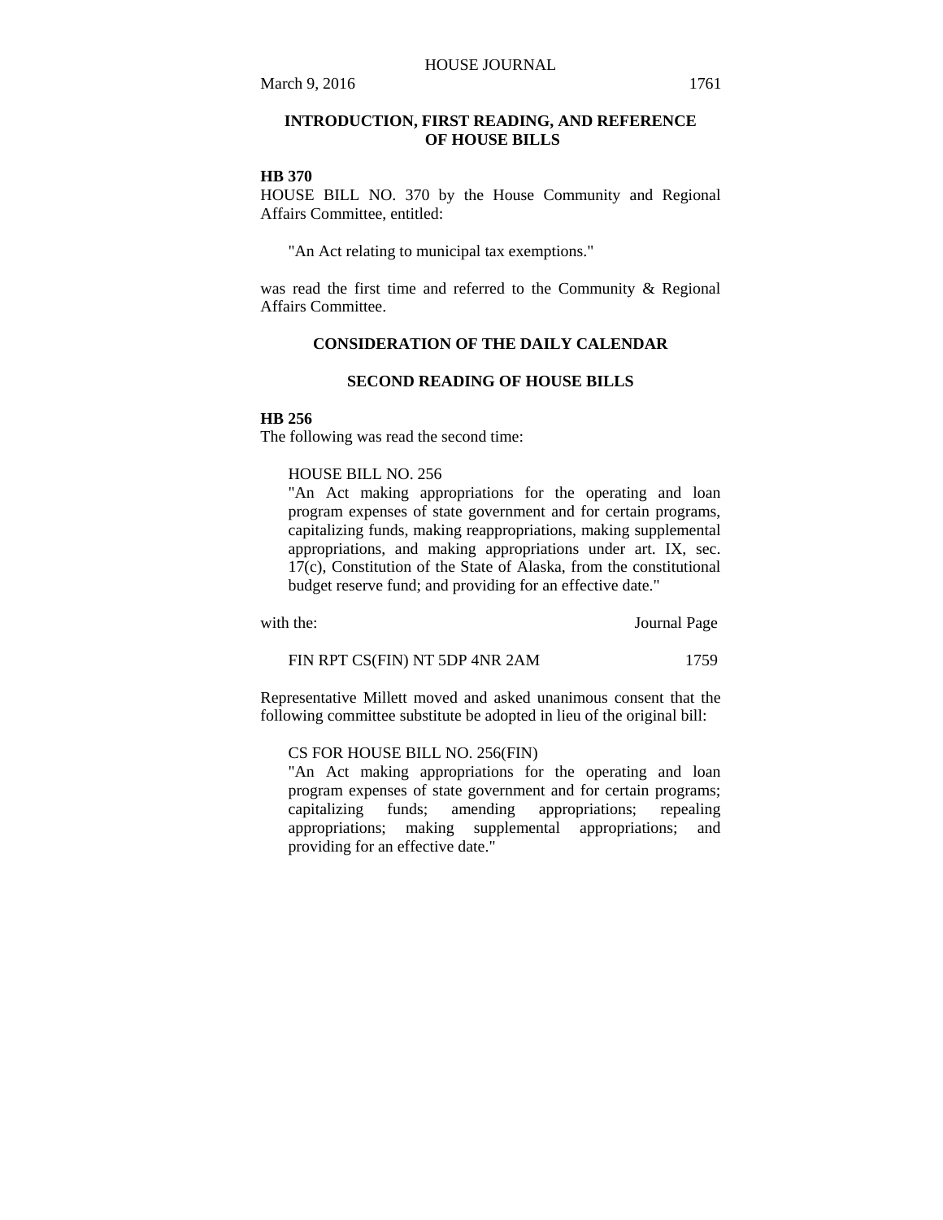## INTRODUCTION, FIRST READING, AND REFERENCE OF HOUSE BILLS

**HB 370**

HOUSE BILL NO. 370 by the House Community and Regional Affairs Committee, entitled:

> "An Act relating to municipal tax exemptions."

was read the first time and referred to the Community & Regional Affairs Committee.

## CONSIDERATION OF THE DAILY CALENDAR

### SECOND READING OF HOUSE BILLS

**HB 256**

The following was read the second time:

> HOUSE BILL NO. 256
> "An Act making appropriations for the operating and loan program expenses of state government and for certain programs, capitalizing funds, making reappropriations, making supplemental appropriations, and making appropriations under art. IX, sec. 17(c), Constitution of the State of Alaska, from the constitutional budget reserve fund; and providing for an effective date."

| with the: | Journal Page |
|---|---|
| FIN RPT CS(FIN) NT 5DP 4NR 2AM | 1759 |

Representative Millett moved and asked unanimous consent that the following committee substitute be adopted in lieu of the original bill:

> CS FOR HOUSE BILL NO. 256(FIN)
> "An Act making appropriations for the operating and loan program expenses of state government and for certain programs; capitalizing funds; amending appropriations; repealing appropriations; making supplemental appropriations; and providing for an effective date."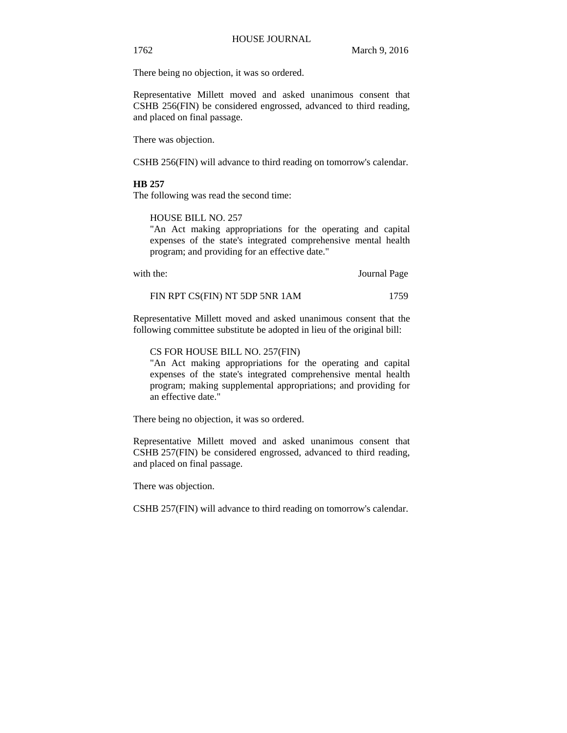There being no objection, it was so ordered.

Representative Millett moved and asked unanimous consent that CSHB 256(FIN) be considered engrossed, advanced to third reading, and placed on final passage.

There was objection.

CSHB 256(FIN) will advance to third reading on tomorrow's calendar.

**HB 257**

The following was read the second time:

> HOUSE BILL NO. 257
> "An Act making appropriations for the operating and capital expenses of the state's integrated comprehensive mental health program; and providing for an effective date."

| with the: | Journal Page |
|---|---|
| FIN RPT CS(FIN) NT 5DP 5NR 1AM | 1759 |

Representative Millett moved and asked unanimous consent that the following committee substitute be adopted in lieu of the original bill:

> CS FOR HOUSE BILL NO. 257(FIN)
> "An Act making appropriations for the operating and capital expenses of the state's integrated comprehensive mental health program; making supplemental appropriations; and providing for an effective date."

There being no objection, it was so ordered.

Representative Millett moved and asked unanimous consent that CSHB 257(FIN) be considered engrossed, advanced to third reading, and placed on final passage.

There was objection.

CSHB 257(FIN) will advance to third reading on tomorrow's calendar.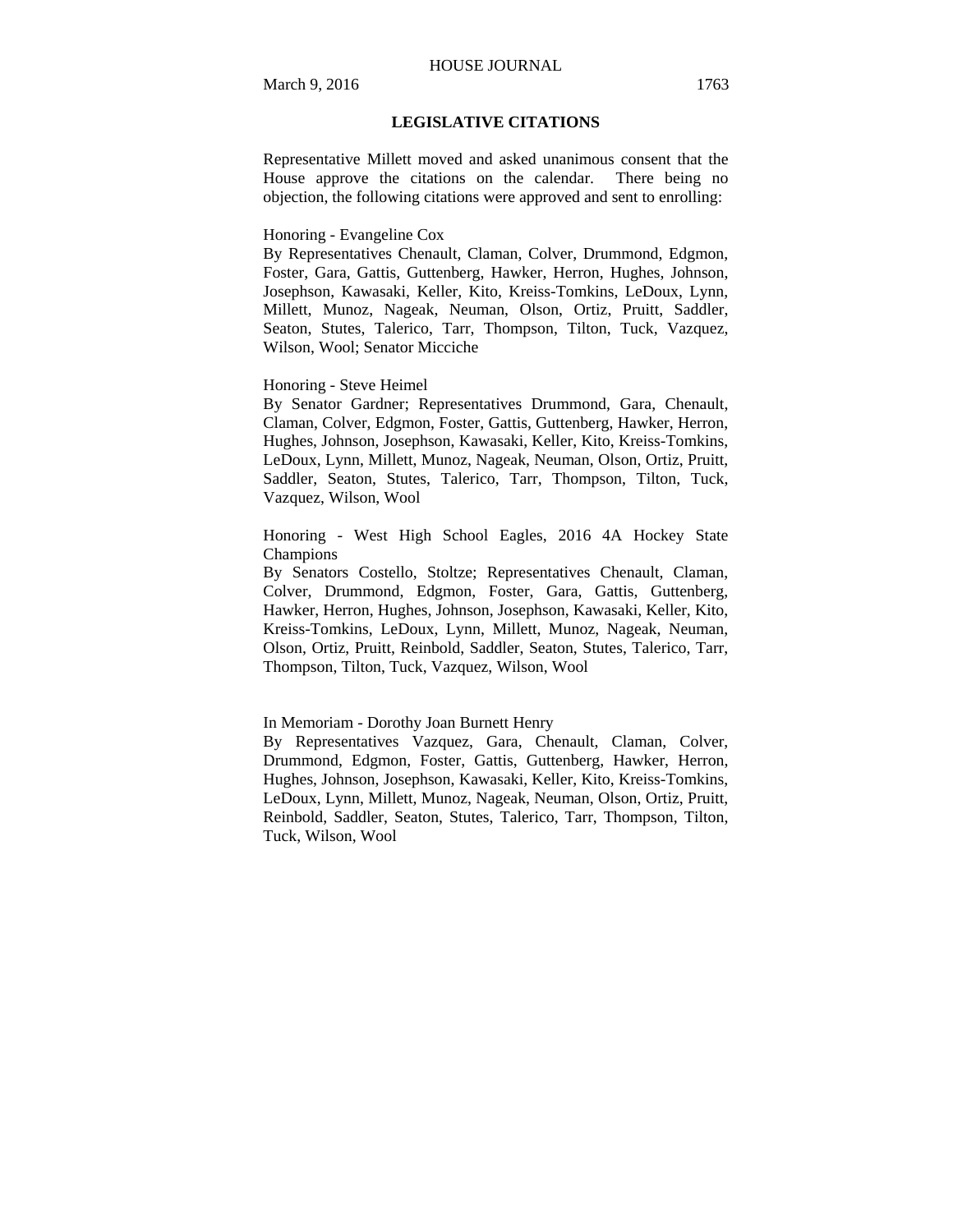## LEGISLATIVE CITATIONS

Representative Millett moved and asked unanimous consent that the House approve the citations on the calendar. There being no objection, the following citations were approved and sent to enrolling:

Honoring - Evangeline Cox
By Representatives Chenault, Claman, Colver, Drummond, Edgmon, Foster, Gara, Gattis, Guttenberg, Hawker, Herron, Hughes, Johnson, Josephson, Kawasaki, Keller, Kito, Kreiss-Tomkins, LeDoux, Lynn, Millett, Munoz, Nageak, Neuman, Olson, Ortiz, Pruitt, Saddler, Seaton, Stutes, Talerico, Tarr, Thompson, Tilton, Tuck, Vazquez, Wilson, Wool; Senator Micciche

Honoring - Steve Heimel
By Senator Gardner; Representatives Drummond, Gara, Chenault, Claman, Colver, Edgmon, Foster, Gattis, Guttenberg, Hawker, Herron, Hughes, Johnson, Josephson, Kawasaki, Keller, Kito, Kreiss-Tomkins, LeDoux, Lynn, Millett, Munoz, Nageak, Neuman, Olson, Ortiz, Pruitt, Saddler, Seaton, Stutes, Talerico, Tarr, Thompson, Tilton, Tuck, Vazquez, Wilson, Wool

Honoring - West High School Eagles, 2016 4A Hockey State Champions
By Senators Costello, Stoltze; Representatives Chenault, Claman, Colver, Drummond, Edgmon, Foster, Gara, Gattis, Guttenberg, Hawker, Herron, Hughes, Johnson, Josephson, Kawasaki, Keller, Kito, Kreiss-Tomkins, LeDoux, Lynn, Millett, Munoz, Nageak, Neuman, Olson, Ortiz, Pruitt, Reinbold, Saddler, Seaton, Stutes, Talerico, Tarr, Thompson, Tilton, Tuck, Vazquez, Wilson, Wool

In Memoriam - Dorothy Joan Burnett Henry
By Representatives Vazquez, Gara, Chenault, Claman, Colver, Drummond, Edgmon, Foster, Gattis, Guttenberg, Hawker, Herron, Hughes, Johnson, Josephson, Kawasaki, Keller, Kito, Kreiss-Tomkins, LeDoux, Lynn, Millett, Munoz, Nageak, Neuman, Olson, Ortiz, Pruitt, Reinbold, Saddler, Seaton, Stutes, Talerico, Tarr, Thompson, Tilton, Tuck, Wilson, Wool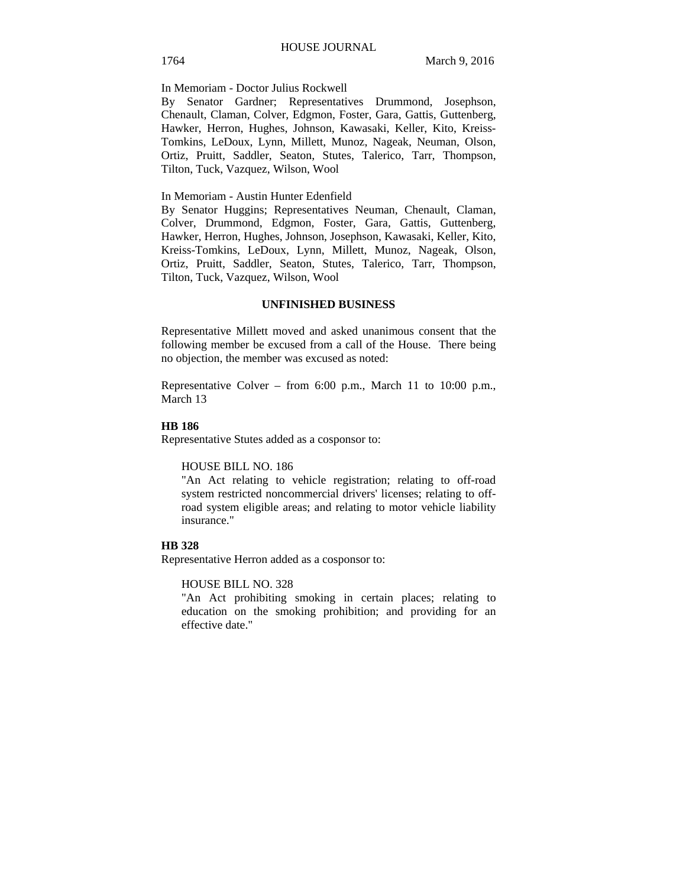In Memoriam - Doctor Julius Rockwell

By Senator Gardner; Representatives Drummond, Josephson, Chenault, Claman, Colver, Edgmon, Foster, Gara, Gattis, Guttenberg, Hawker, Herron, Hughes, Johnson, Kawasaki, Keller, Kito, Kreiss-Tomkins, LeDoux, Lynn, Millett, Munoz, Nageak, Neuman, Olson, Ortiz, Pruitt, Saddler, Seaton, Stutes, Talerico, Tarr, Thompson, Tilton, Tuck, Vazquez, Wilson, Wool

In Memoriam - Austin Hunter Edenfield

By Senator Huggins; Representatives Neuman, Chenault, Claman, Colver, Drummond, Edgmon, Foster, Gara, Gattis, Guttenberg, Hawker, Herron, Hughes, Johnson, Josephson, Kawasaki, Keller, Kito, Kreiss-Tomkins, LeDoux, Lynn, Millett, Munoz, Nageak, Olson, Ortiz, Pruitt, Saddler, Seaton, Stutes, Talerico, Tarr, Thompson, Tilton, Tuck, Vazquez, Wilson, Wool

## UNFINISHED BUSINESS

Representative Millett moved and asked unanimous consent that the following member be excused from a call of the House. There being no objection, the member was excused as noted:

Representative Colver – from 6:00 p.m., March 11 to 10:00 p.m., March 13

**HB 186**

Representative Stutes added as a cosponsor to:

HOUSE BILL NO. 186

"An Act relating to vehicle registration; relating to off-road system restricted noncommercial drivers' licenses; relating to off-road system eligible areas; and relating to motor vehicle liability insurance."

**HB 328**

Representative Herron added as a cosponsor to:

HOUSE BILL NO. 328

"An Act prohibiting smoking in certain places; relating to education on the smoking prohibition; and providing for an effective date."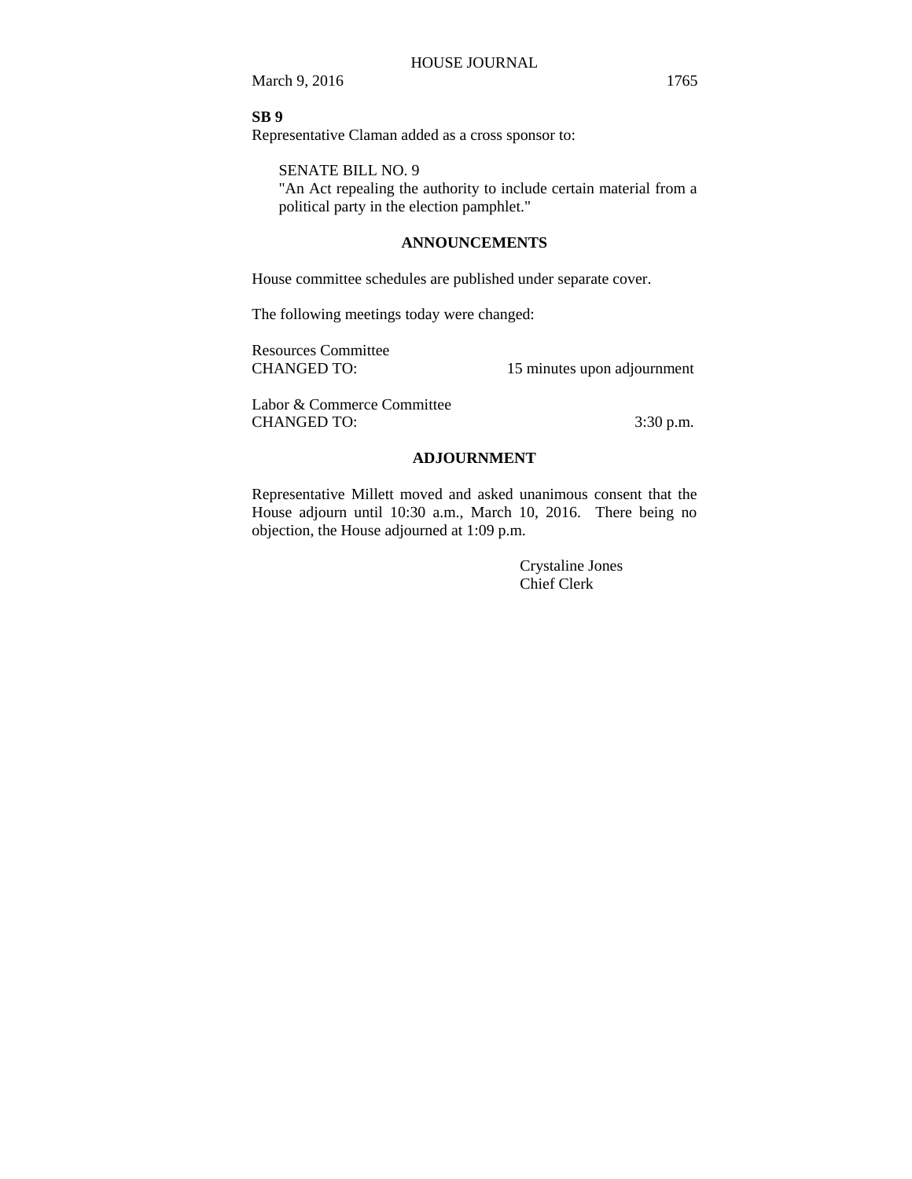**SB 9**

Representative Claman added as a cross sponsor to:

SENATE BILL NO. 9
"An Act repealing the authority to include certain material from a political party in the election pamphlet."

## ANNOUNCEMENTS

House committee schedules are published under separate cover.

The following meetings today were changed:

Resources Committee
CHANGED TO: 15 minutes upon adjournment

Labor & Commerce Committee
CHANGED TO: 3:30 p.m.

## ADJOURNMENT

Representative Millett moved and asked unanimous consent that the House adjourn until 10:30 a.m., March 10, 2016. There being no objection, the House adjourned at 1:09 p.m.

Crystaline Jones
Chief Clerk